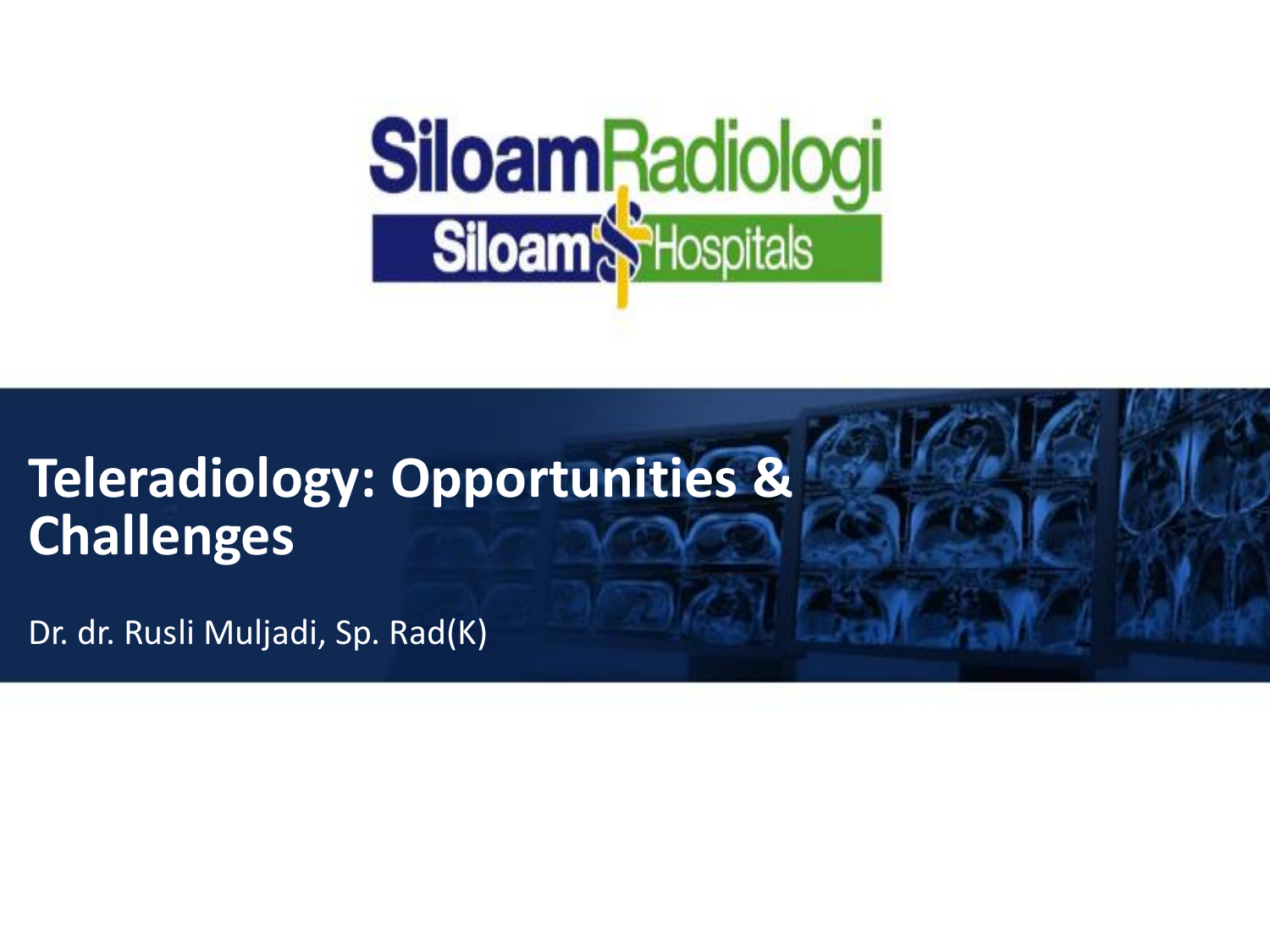SiloamRadiologi

Siloam Hospitals

# Teleradiology: Opportunities & Challenges

Dr. dr. Rusli Muljadi, Sp. Rad(K)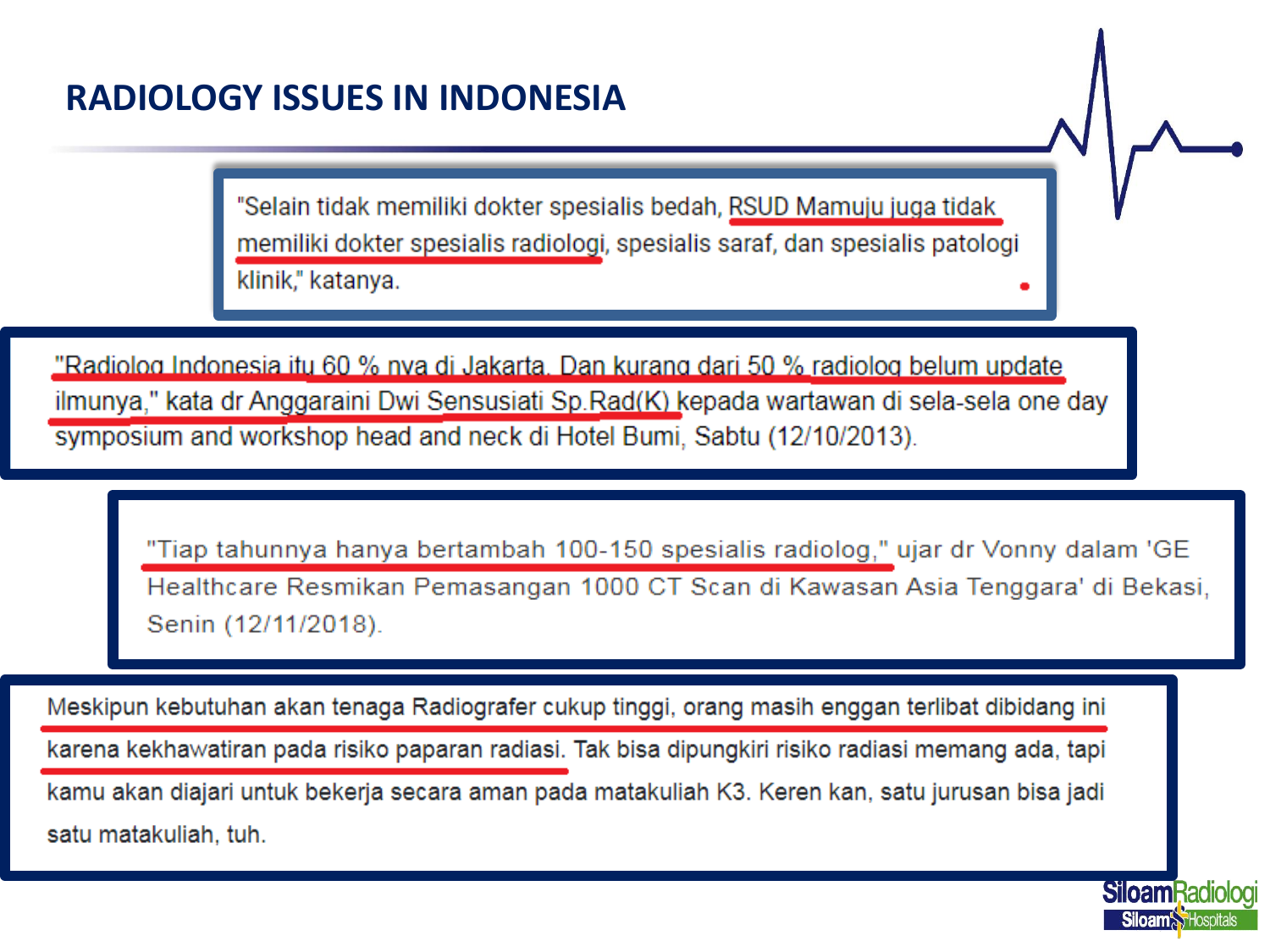# RADIOLOGY ISSUES IN INDONESIA

"Selain tidak memiliki dokter spesialis bedah, RSUD Mamuju juga tidak memiliki dokter spesialis radiologi, spesialis saraf, dan spesialis patologi klinik," katanya.

"Radiolog Indonesia itu 60 % nya di Jakarta. Dan kurang dari 50 % radiolog belum update ilmunya," kata dr Anggaraini Dwi Sensusiati Sp.Rad(K) kepada wartawan di sela-sela one day symposium and workshop head and neck di Hotel Bumi, Sabtu (12/10/2013).

"Tiap tahunnya hanya bertambah 100-150 spesialis radiolog," ujar dr Vonny dalam 'GE Healthcare Resmikan Pemasangan 1000 CT Scan di Kawasan Asia Tenggara' di Bekasi, Senin (12/11/2018).

Meskipun kebutuhan akan tenaga Radiografer cukup tinggi, orang masih enggan terlibat dibidang ini karena kekhawatiran pada risiko paparan radiasi. Tak bisa dipungkiri risiko radiasi memang ada, tapi kamu akan diajari untuk bekerja secara aman pada matakuliah K3. Keren kan, satu jurusan bisa jadi satu matakuliah, tuh.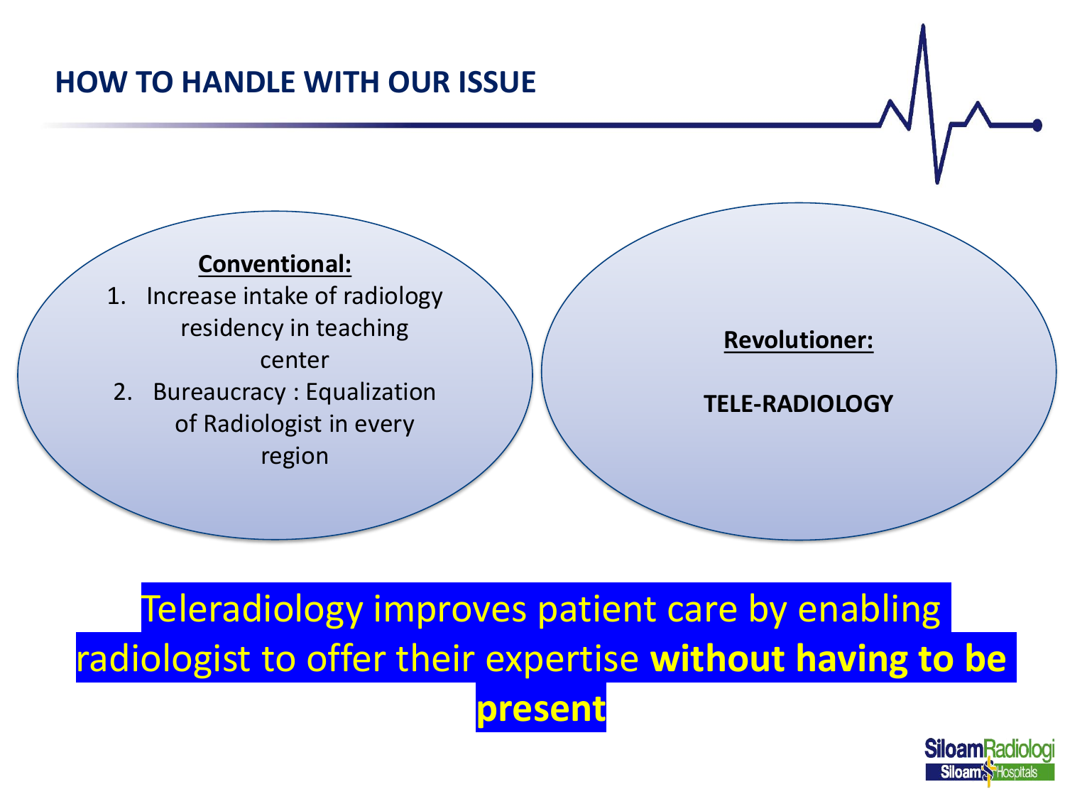## HOW TO HANDLE WITH OUR ISSUE

**Conventional:**

1. Increase intake of radiology residency in teaching center
2. Bureaucracy : Equalization of Radiologist in every region

**Revolutioner:**

**TELE-RADIOLOGY**

Teleradiology improves patient care by enabling radiologist to offer their expertise **without having to be present**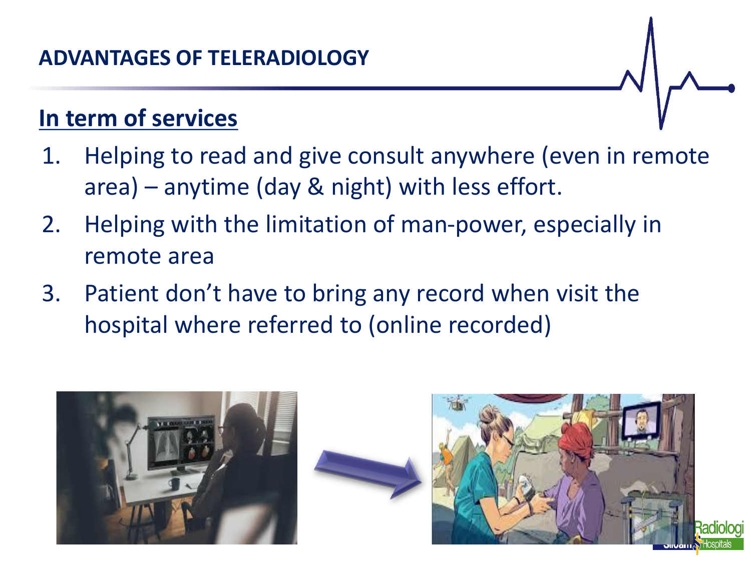# ADVANTAGES OF TELERADIOLOGY

## In term of services

1. Helping to read and give consult anywhere (even in remote area) – anytime (day & night) with less effort.
2. Helping with the limitation of man-power, especially in remote area
3. Patient don't have to bring any record when visit the hospital where referred to (online recorded)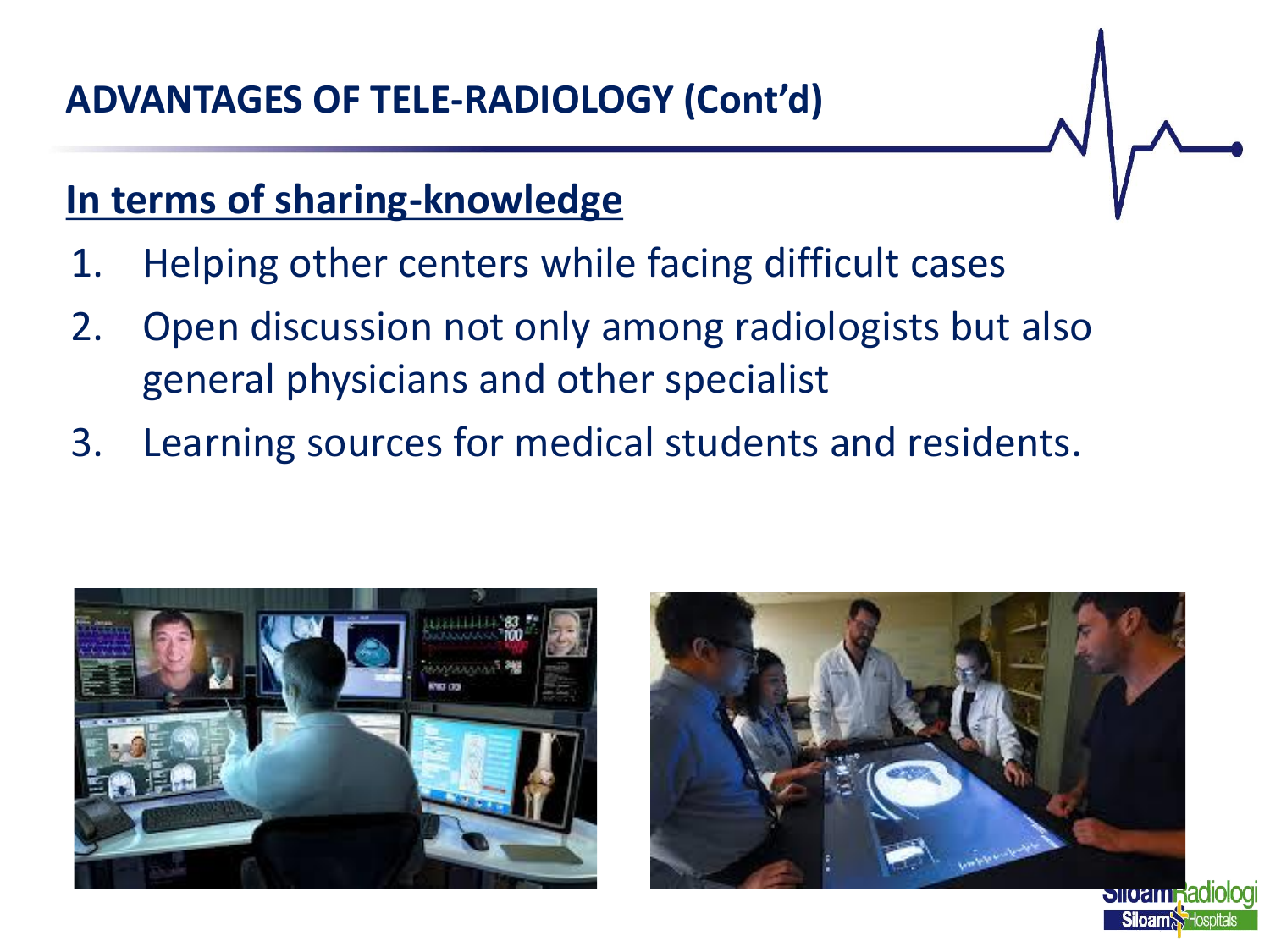## ADVANTAGES OF TELE-RADIOLOGY (Cont'd)

### In terms of sharing-knowledge

1. Helping other centers while facing difficult cases
2. Open discussion not only among radiologists but also general physicians and other specialist
3. Learning sources for medical students and residents.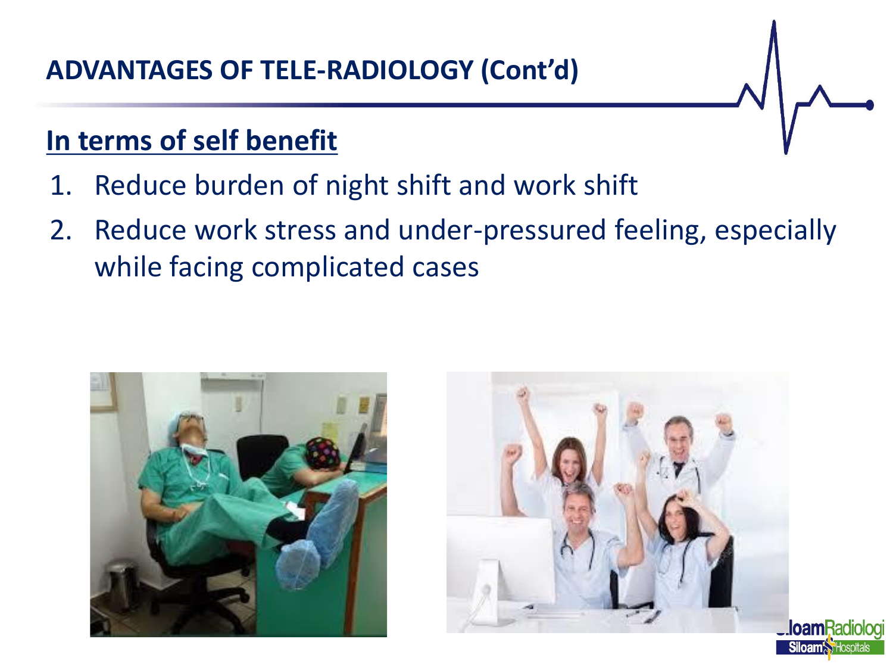## ADVANTAGES OF TELE-RADIOLOGY (Cont'd)

### In terms of self benefit

1. Reduce burden of night shift and work shift
2. Reduce work stress and under-pressured feeling, especially while facing complicated cases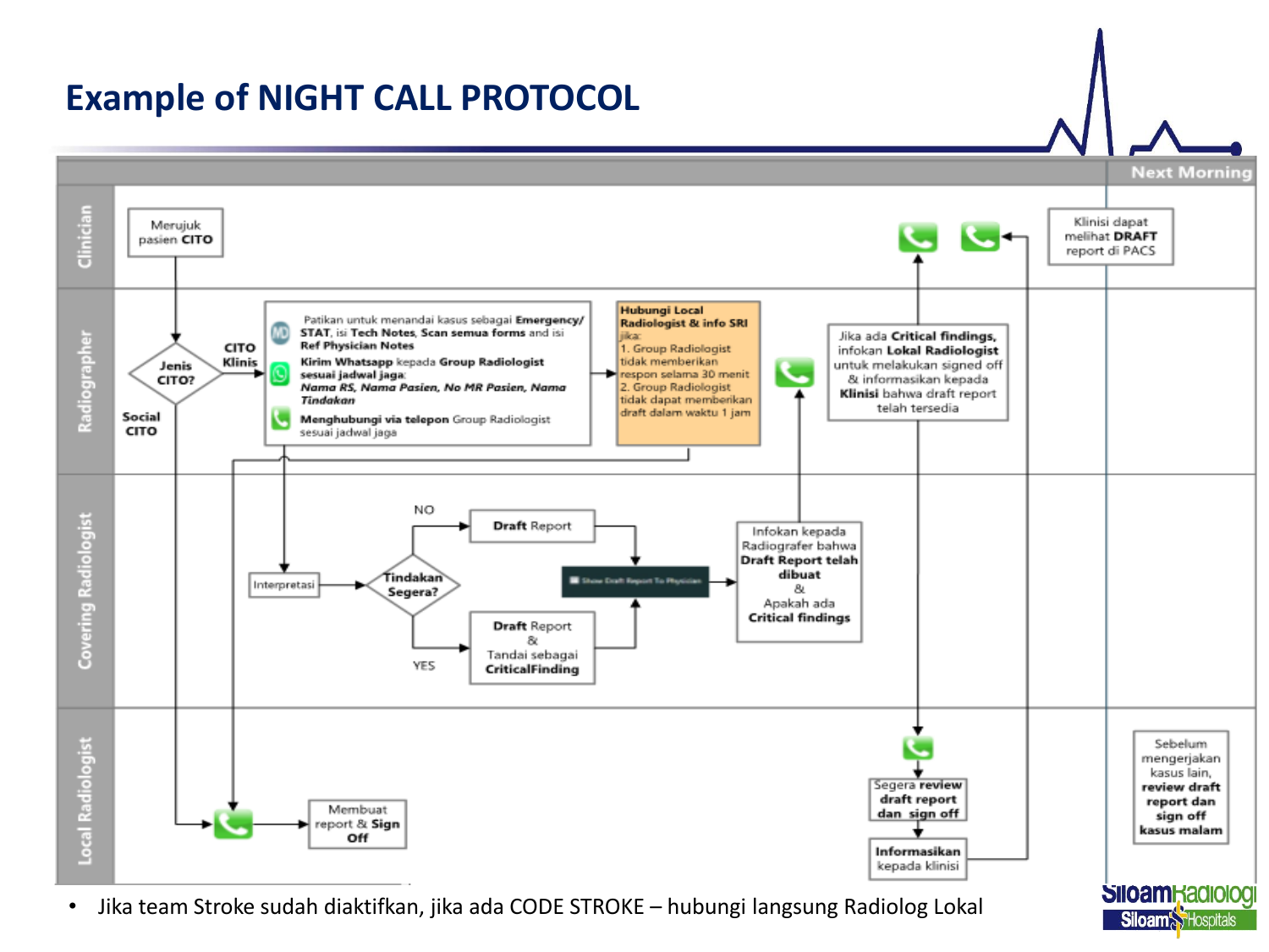# Example of NIGHT CALL PROTOCOL

**Next Morning**

**Clinician**

- Merujuk pasien **CITO**
- Klinisi dapat melihat **DRAFT** report di PACS

**Radiographer**

- Jenis CITO?
  - **CITO Klinis**
  - **Social CITO**
- Patikan untuk menandai kasus sebagai **Emergency/ STAT**, isi **Tech Notes**, **Scan semua forms** and isi **Ref Physician Notes**
- **Kirim Whatsapp** kepada **Group Radiologist sesuai jadwal jaga**: ***Nama RS, Nama Pasien, No MR Pasien, Nama Tindakan***
- **Menghubungi via telepon** Group Radiologist sesuai jadwal jaga
- **Hubungi Local Radiologist & info SRI** jika:
  1. Group Radiologist tidak memberikan respon selama 30 menit
  2. Group Radiologist tidak dapat memberikan draft dalam waktu 1 jam
- Jika ada **Critical findings**, infokan **Lokal Radiologist** untuk melakukan signed off & informasikan kepada **Klinisi** bahwa draft report telah tersedia

**Covering Radiologist**

- Interpretasi
- Tindakan Segera?
  - NO: **Draft** Report
  - YES: **Draft** Report & Tandai sebagai **CriticalFinding**
- Show Draft Report To Physician
- Infokan kepada Radiografer bahwa **Draft Report telah dibuat** & Apakah ada **Critical findings**

**Local Radiologist**

- Membuat report & **Sign Off**
- Segera **review draft report dan sign off**
- **Informasikan** kepada klinisi
- Sebelum mengerjakan kasus lain, **review draft report dan sign off kasus malam**

- Jika team Stroke sudah diaktifkan, jika ada CODE STROKE – hubungi langsung Radiolog Lokal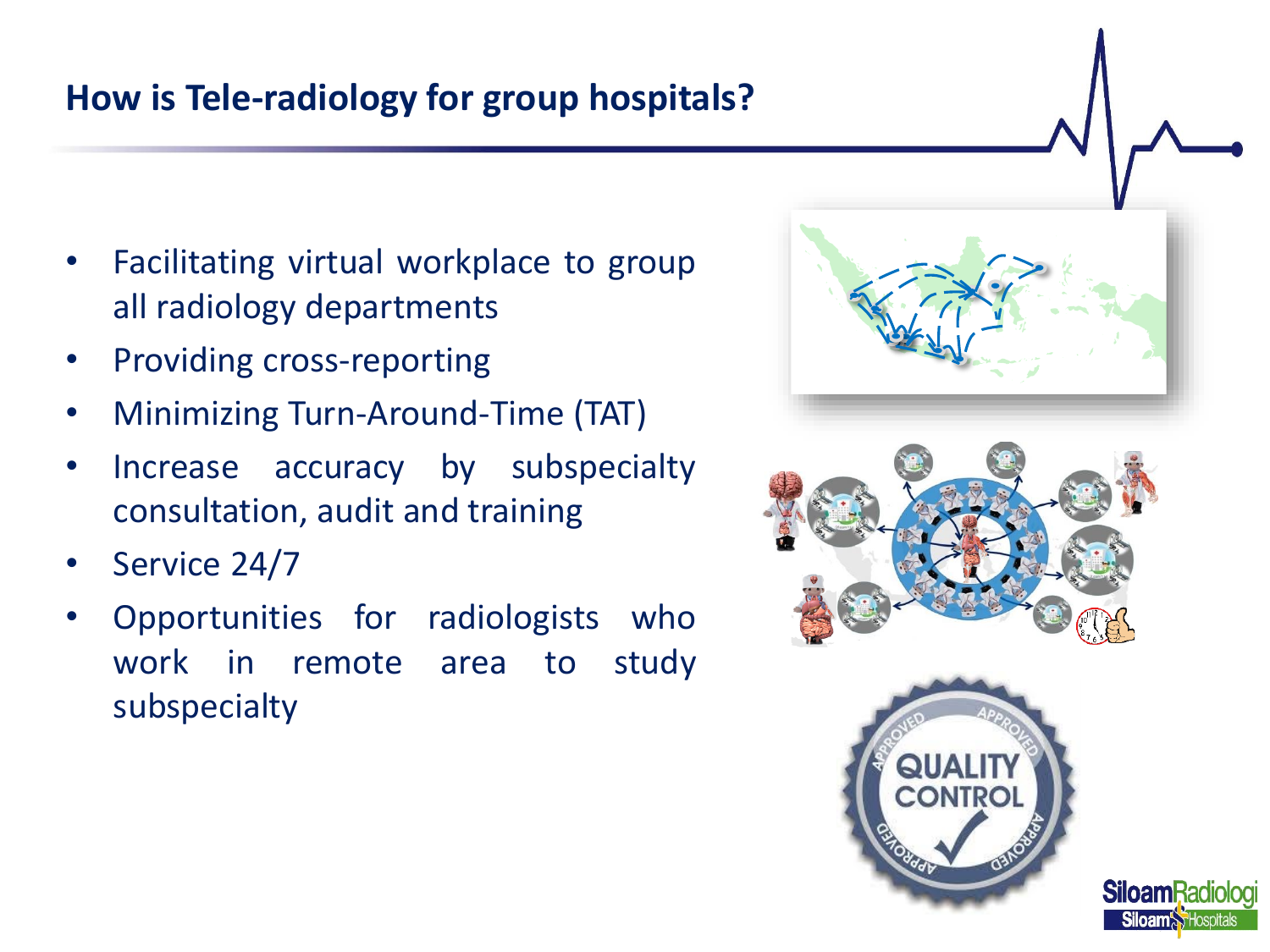## How is Tele-radiology for group hospitals?

- Facilitating virtual workplace to group all radiology departments
- Providing cross-reporting
- Minimizing Turn-Around-Time (TAT)
- Increase accuracy by subspecialty consultation, audit and training
- Service 24/7
- Opportunities for radiologists who work in remote area to study subspecialty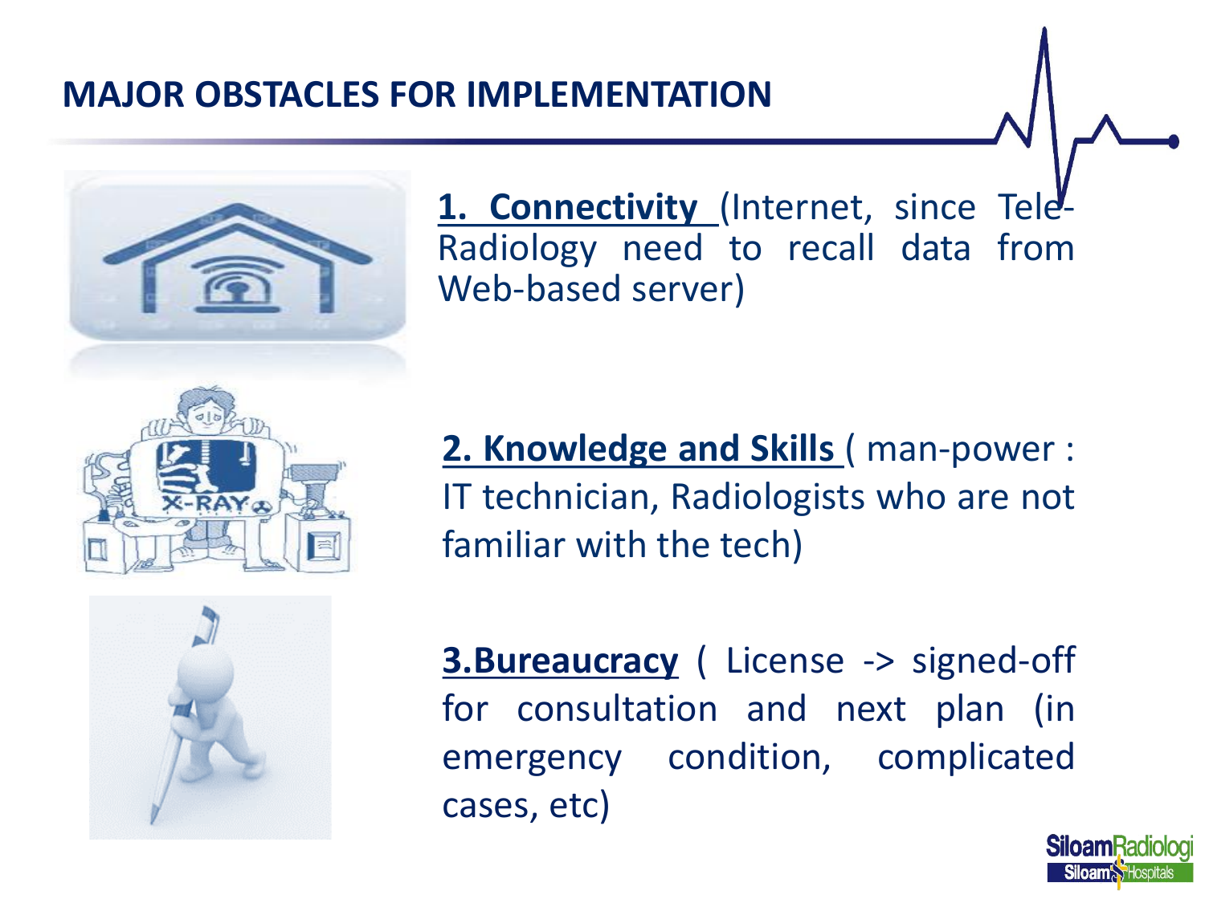# MAJOR OBSTACLES FOR IMPLEMENTATION

1. **Connectivity** (Internet, since Tele-Radiology need to recall data from Web-based server)

2. **Knowledge and Skills** ( man-power : IT technician, Radiologists who are not familiar with the tech)

3. **Bureaucracy** ( License -> signed-off for consultation and next plan (in emergency condition, complicated cases, etc)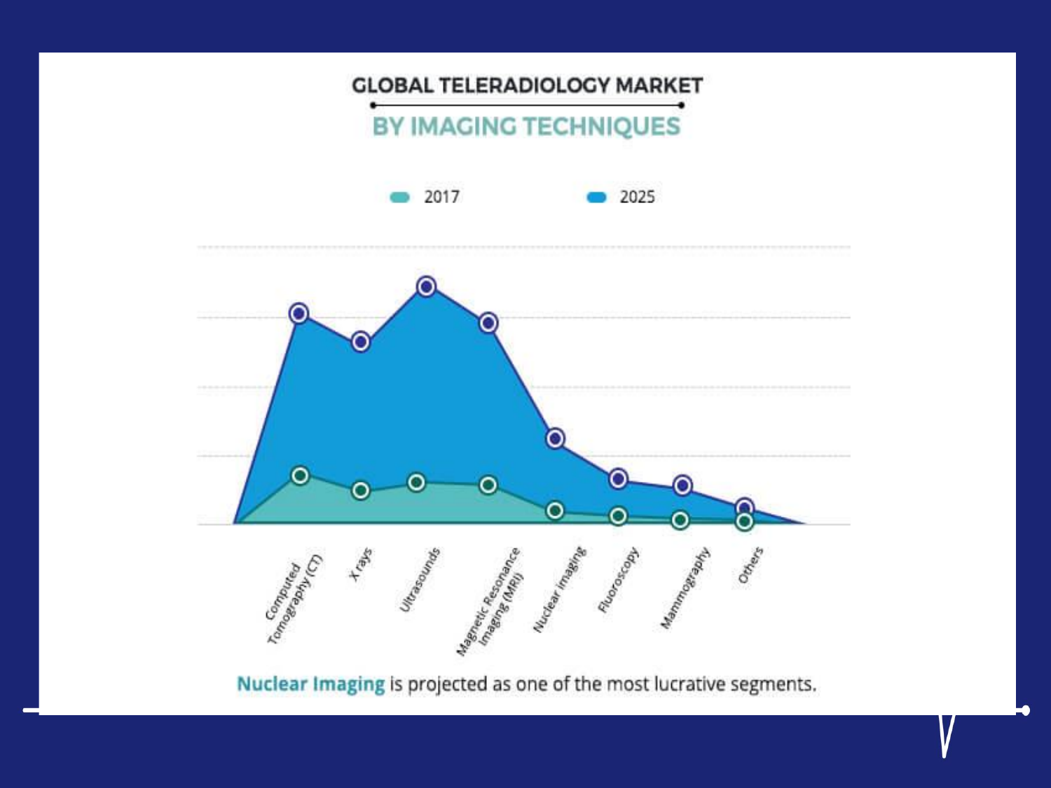# GLOBAL TELERADIOLOGY MARKET

## BY IMAGING TECHNIQUES

2017 &nbsp;&nbsp;&nbsp; 2025

Computed Tomography (CT) · X rays · Ultrasounds · Magnetic Resonance Imaging (MRI) · Nuclear imaging · Fluoroscopy · Mammography · Others

**Nuclear Imaging** is projected as one of the most lucrative segments.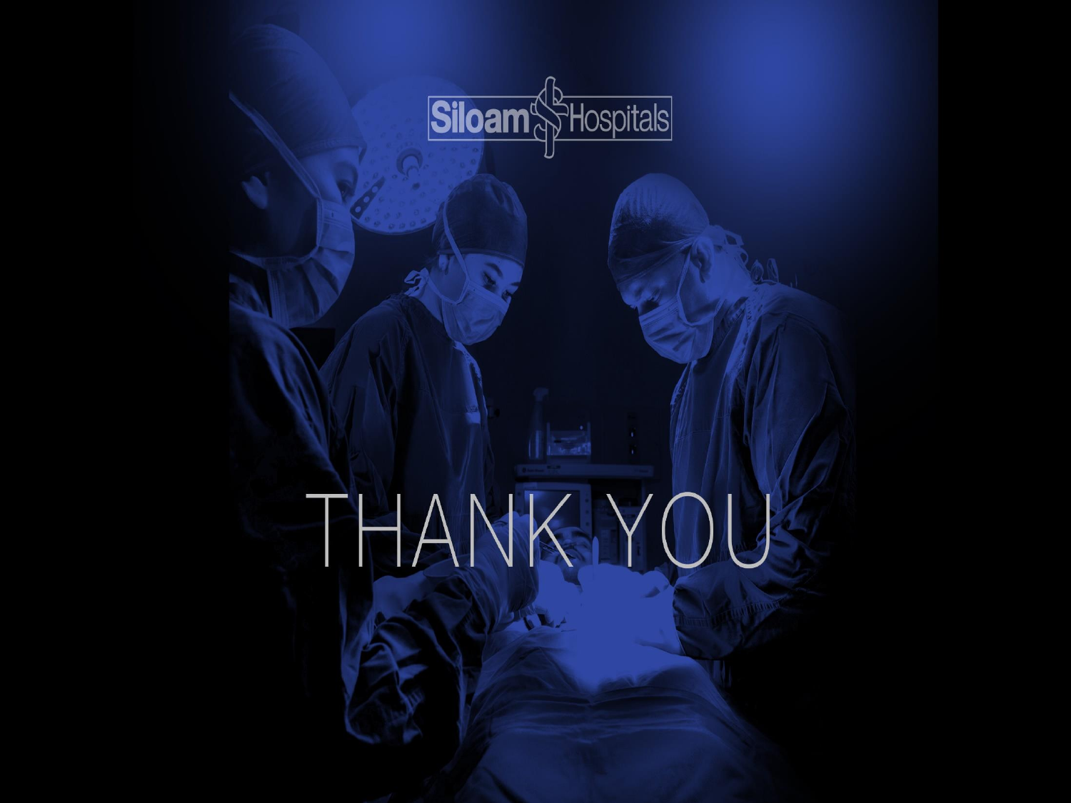Siloam Hospitals

THANK YOU